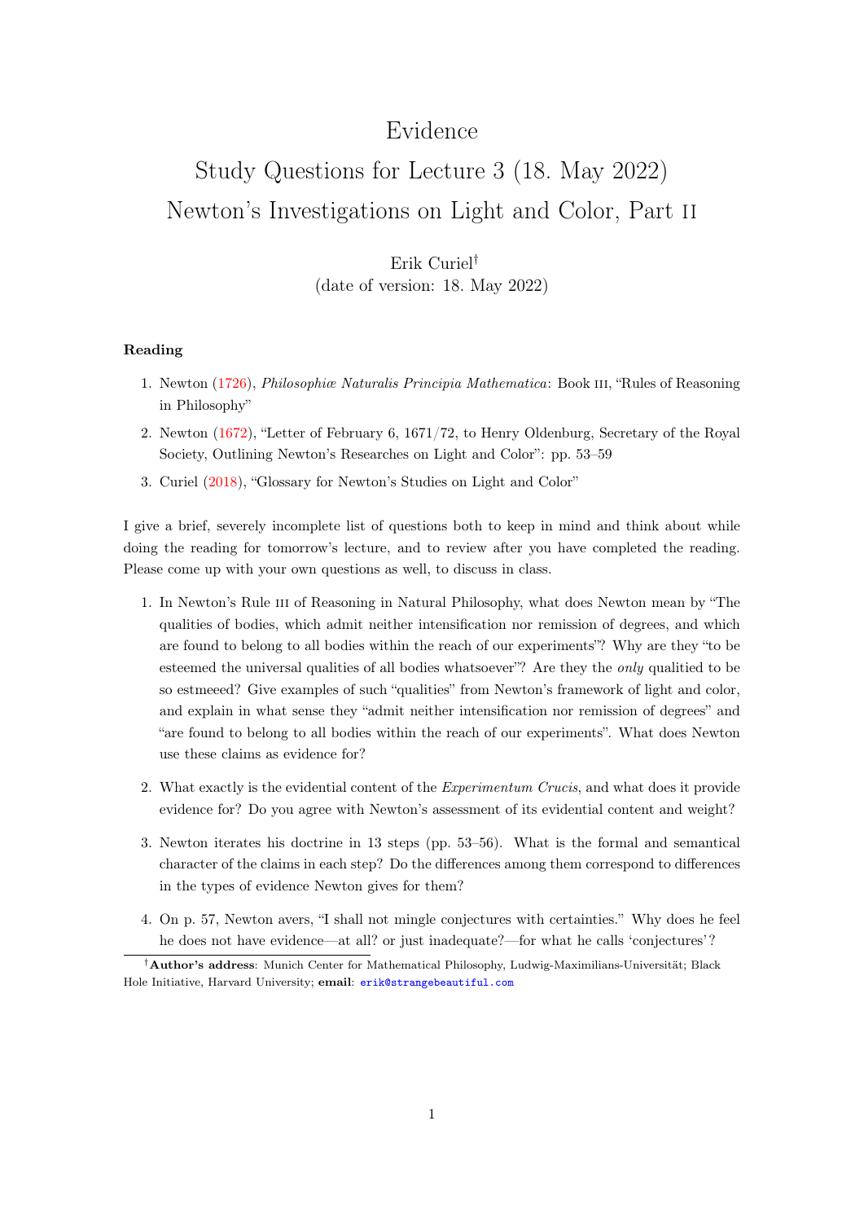# Evidence

## Study Questions for Lecture 3 (18. May 2022)

## Newton's Investigations on Light and Color, Part II

Erik Curiel[†]

(date of version: 18. May 2022)

**Reading**

1. Newton (1726), *Philosophiæ Naturalis Principia Mathematica*: Book III, "Rules of Reasoning in Philosophy"
2. Newton (1672), "Letter of February 6, 1671/72, to Henry Oldenburg, Secretary of the Royal Society, Outlining Newton's Researches on Light and Color": pp. 53–59
3. Curiel (2018), "Glossary for Newton's Studies on Light and Color"

I give a brief, severely incomplete list of questions both to keep in mind and think about while doing the reading for tomorrow's lecture, and to review after you have completed the reading. Please come up with your own questions as well, to discuss in class.

1. In Newton's Rule III of Reasoning in Natural Philosophy, what does Newton mean by "The qualities of bodies, which admit neither intensification nor remission of degrees, and which are found to belong to all bodies within the reach of our experiments"? Why are they "to be esteemed the universal qualities of all bodies whatsoever"? Are they the *only* qualitied to be so estmeeed? Give examples of such "qualities" from Newton's framework of light and color, and explain in what sense they "admit neither intensification nor remission of degrees" and "are found to belong to all bodies within the reach of our experiments". What does Newton use these claims as evidence for?

2. What exactly is the evidential content of the *Experimentum Crucis*, and what does it provide evidence for? Do you agree with Newton's assessment of its evidential content and weight?

3. Newton iterates his doctrine in 13 steps (pp. 53–56). What is the formal and semantical character of the claims in each step? Do the differences among them correspond to differences in the types of evidence Newton gives for them?

4. On p. 57, Newton avers, "I shall not mingle conjectures with certainties." Why does he feel he does not have evidence—at all? or just inadequate?—for what he calls 'conjectures'?

---

[†]**Author's address**: Munich Center for Mathematical Philosophy, Ludwig-Maximilians-Universität; Black Hole Initiative, Harvard University; **email**: erik@strangebeautiful.com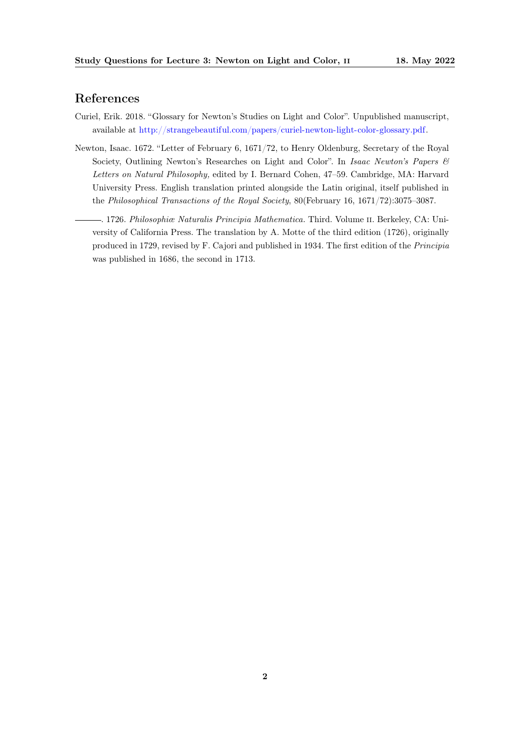## References

Curiel, Erik. 2018. "Glossary for Newton's Studies on Light and Color". Unpublished manuscript, available at http://strangebeautiful.com/papers/curiel-newton-light-color-glossary.pdf.

Newton, Isaac. 1672. "Letter of February 6, 1671/72, to Henry Oldenburg, Secretary of the Royal Society, Outlining Newton's Researches on Light and Color". In *Isaac Newton's Papers & Letters on Natural Philosophy,* edited by I. Bernard Cohen, 47–59. Cambridge, MA: Harvard University Press. English translation printed alongside the Latin original, itself published in the *Philosophical Transactions of the Royal Society*, 80(February 16, 1671/72):3075–3087.

———. 1726. *Philosophiæ Naturalis Principia Mathematica.* Third. Volume II. Berkeley, CA: University of California Press. The translation by A. Motte of the third edition (1726), originally produced in 1729, revised by F. Cajori and published in 1934. The first edition of the *Principia* was published in 1686, the second in 1713.